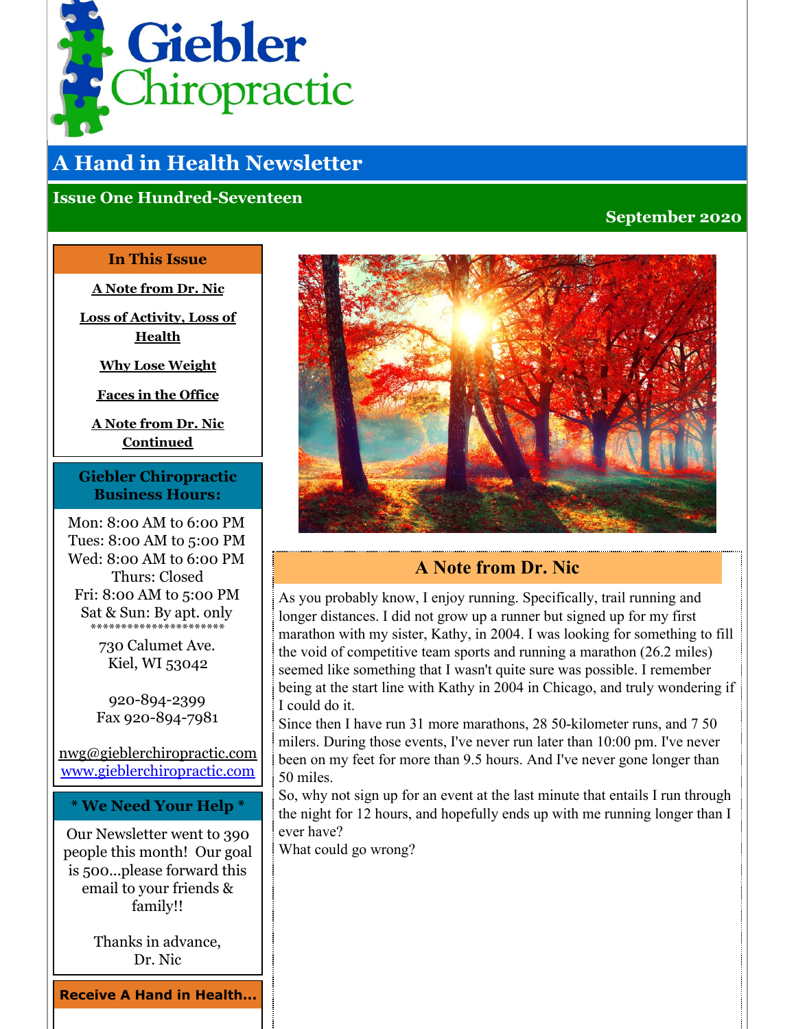# Giebler Chiropractic

## A Hand in Health Newsletter

**Issue One Hundred-Seventeen**

**September 2020**

### In This Issue

A Note from Dr. Nic

Loss of Activity, Loss of Health

Why Lose Weight

Faces in the Office

A Note from Dr. Nic Continued

### Giebler Chiropractic Business Hours:

Mon: 8:00 AM to 6:00 PM
Tues: 8:00 AM to 5:00 PM
Wed: 8:00 AM to 6:00 PM
Thurs: Closed
Fri: 8:00 AM to 5:00 PM
Sat & Sun: By apt. only
**********************

730 Calumet Ave.
Kiel, WI 53042

920-894-2399
Fax 920-894-7981

nwg@gieblerchiropractic.com
www.gieblerchiropractic.com

### * We Need Your Help *

Our Newsletter went to 390 people this month! Our goal is 500...please forward this email to your friends & family!!

Thanks in advance,
Dr. Nic

### Receive A Hand in Health...

## A Note from Dr. Nic

As you probably know, I enjoy running. Specifically, trail running and longer distances. I did not grow up a runner but signed up for my first marathon with my sister, Kathy, in 2004. I was looking for something to fill the void of competitive team sports and running a marathon (26.2 miles) seemed like something that I wasn't quite sure was possible. I remember being at the start line with Kathy in 2004 in Chicago, and truly wondering if I could do it.

Since then I have run 31 more marathons, 28 50-kilometer runs, and 7 50 milers. During those events, I've never run later than 10:00 pm. I've never been on my feet for more than 9.5 hours. And I've never gone longer than 50 miles.

So, why not sign up for an event at the last minute that entails I run through the night for 12 hours, and hopefully ends up with me running longer than I ever have?

What could go wrong?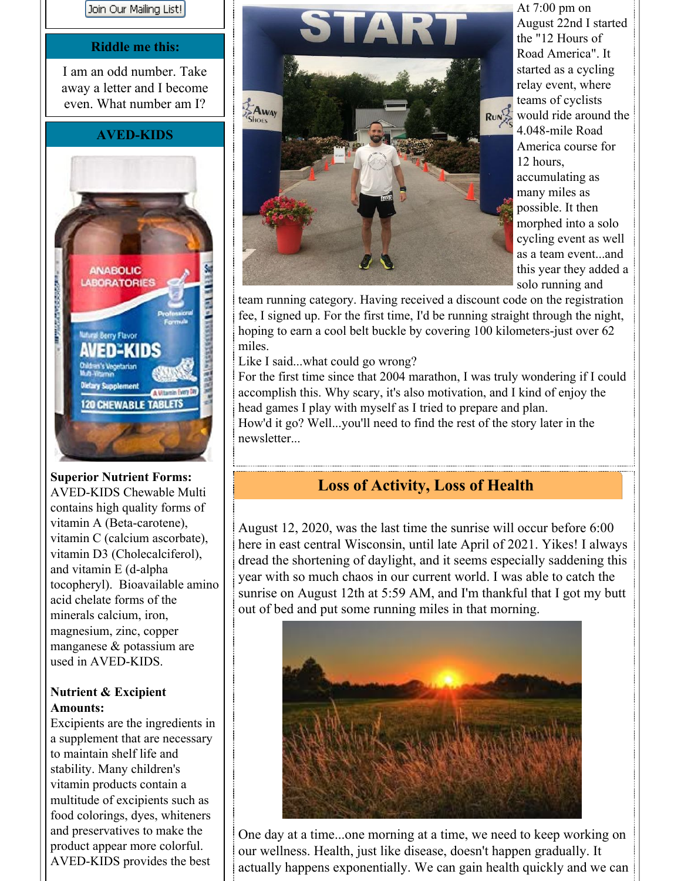Join Our Mailing List!

## Riddle me this:

I am an odd number. Take away a letter and I become even. What number am I?

## AVED-KIDS

**Superior Nutrient Forms:** AVED-KIDS Chewable Multi contains high quality forms of vitamin A (Beta-carotene), vitamin C (calcium ascorbate), vitamin D3 (Cholecalciferol), and vitamin E (d-alpha tocopheryl). Bioavailable amino acid chelate forms of the minerals calcium, iron, magnesium, zinc, copper manganese & potassium are used in AVED-KIDS.

**Nutrient & Excipient Amounts:**
Excipients are the ingredients in a supplement that are necessary to maintain shelf life and stability. Many children's vitamin products contain a multitude of excipients such as food colorings, dyes, whiteners and preservatives to make the product appear more colorful. AVED-KIDS provides the best

At 7:00 pm on August 22nd I started the "12 Hours of Road America". It started as a cycling relay event, where teams of cyclists would ride around the 4.048-mile Road America course for 12 hours, accumulating as many miles as possible. It then morphed into a solo cycling event as well as a team event...and this year they added a solo running and team running category. Having received a discount code on the registration fee, I signed up. For the first time, I'd be running straight through the night, hoping to earn a cool belt buckle by covering 100 kilometers-just over 62 miles.

Like I said...what could go wrong?

For the first time since that 2004 marathon, I was truly wondering if I could accomplish this. Why scary, it's also motivation, and I kind of enjoy the head games I play with myself as I tried to prepare and plan.

How'd it go? Well...you'll need to find the rest of the story later in the newsletter...

## Loss of Activity, Loss of Health

August 12, 2020, was the last time the sunrise will occur before 6:00 here in east central Wisconsin, until late April of 2021. Yikes! I always dread the shortening of daylight, and it seems especially saddening this year with so much chaos in our current world. I was able to catch the sunrise on August 12th at 5:59 AM, and I'm thankful that I got my butt out of bed and put some running miles in that morning.

One day at a time...one morning at a time, we need to keep working on our wellness. Health, just like disease, doesn't happen gradually. It actually happens exponentially. We can gain health quickly and we can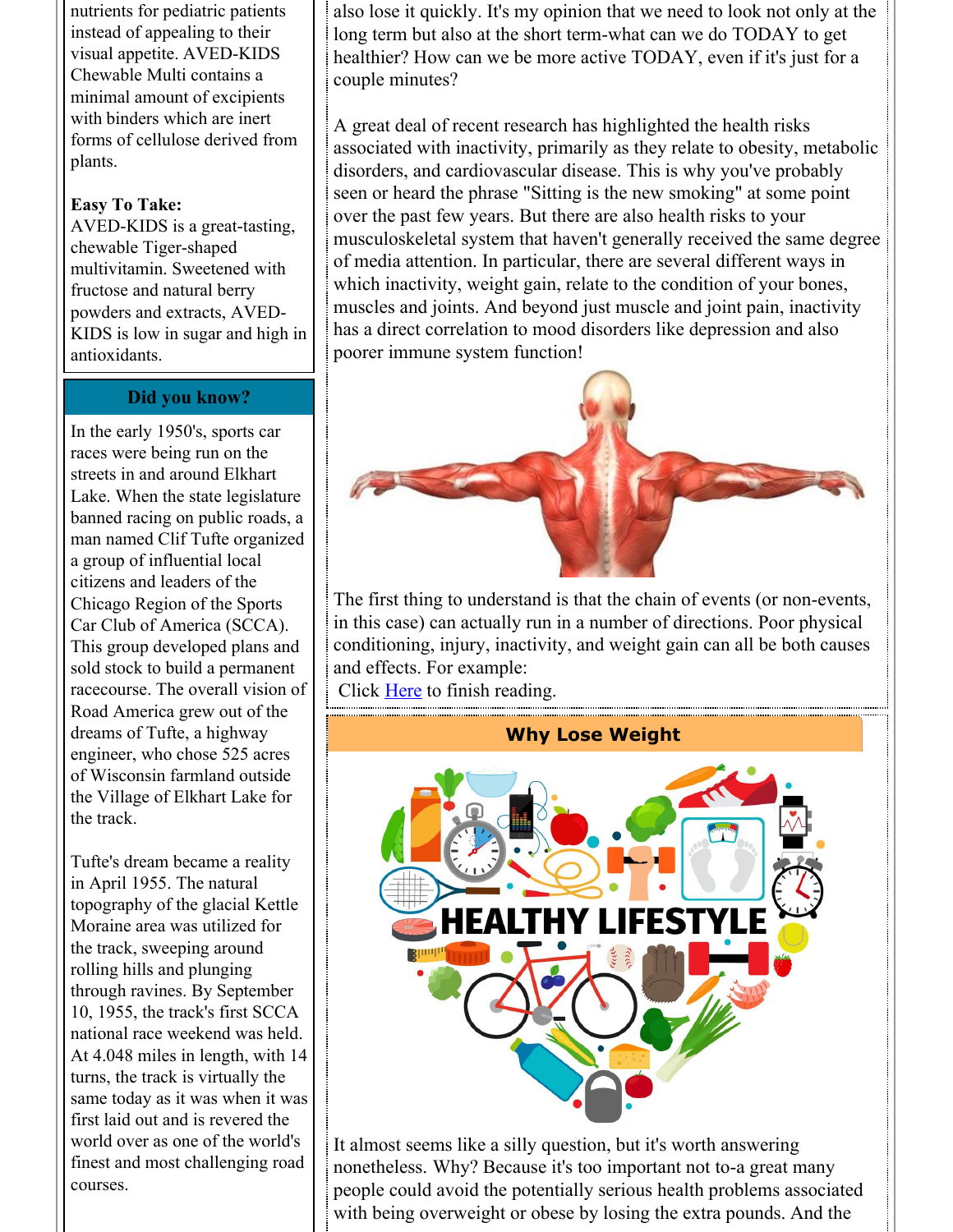nutrients for pediatric patients instead of appealing to their visual appetite. AVED-KIDS Chewable Multi contains a minimal amount of excipients with binders which are inert forms of cellulose derived from plants.

**Easy To Take:**
AVED-KIDS is a great-tasting, chewable Tiger-shaped multivitamin. Sweetened with fructose and natural berry powders and extracts, AVED-KIDS is low in sugar and high in antioxidants.

### Did you know?

In the early 1950's, sports car races were being run on the streets in and around Elkhart Lake. When the state legislature banned racing on public roads, a man named Clif Tufte organized a group of influential local citizens and leaders of the Chicago Region of the Sports Car Club of America (SCCA). This group developed plans and sold stock to build a permanent racecourse. The overall vision of Road America grew out of the dreams of Tufte, a highway engineer, who chose 525 acres of Wisconsin farmland outside the Village of Elkhart Lake for the track.

Tufte's dream became a reality in April 1955. The natural topography of the glacial Kettle Moraine area was utilized for the track, sweeping around rolling hills and plunging through ravines. By September 10, 1955, the track's first SCCA national race weekend was held. At 4.048 miles in length, with 14 turns, the track is virtually the same today as it was when it was first laid out and is revered the world over as one of the world's finest and most challenging road courses.

also lose it quickly. It's my opinion that we need to look not only at the long term but also at the short term-what can we do TODAY to get healthier? How can we be more active TODAY, even if it's just for a couple minutes?

A great deal of recent research has highlighted the health risks associated with inactivity, primarily as they relate to obesity, metabolic disorders, and cardiovascular disease. This is why you've probably seen or heard the phrase "Sitting is the new smoking" at some point over the past few years. But there are also health risks to your musculoskeletal system that haven't generally received the same degree of media attention. In particular, there are several different ways in which inactivity, weight gain, relate to the condition of your bones, muscles and joints. And beyond just muscle and joint pain, inactivity has a direct correlation to mood disorders like depression and also poorer immune system function!

The first thing to understand is that the chain of events (or non-events, in this case) can actually run in a number of directions. Poor physical conditioning, injury, inactivity, and weight gain can all be both causes and effects. For example:

Click [Here] to finish reading.

### Why Lose Weight

It almost seems like a silly question, but it's worth answering nonetheless. Why? Because it's too important not to-a great many people could avoid the potentially serious health problems associated with being overweight or obese by losing the extra pounds. And the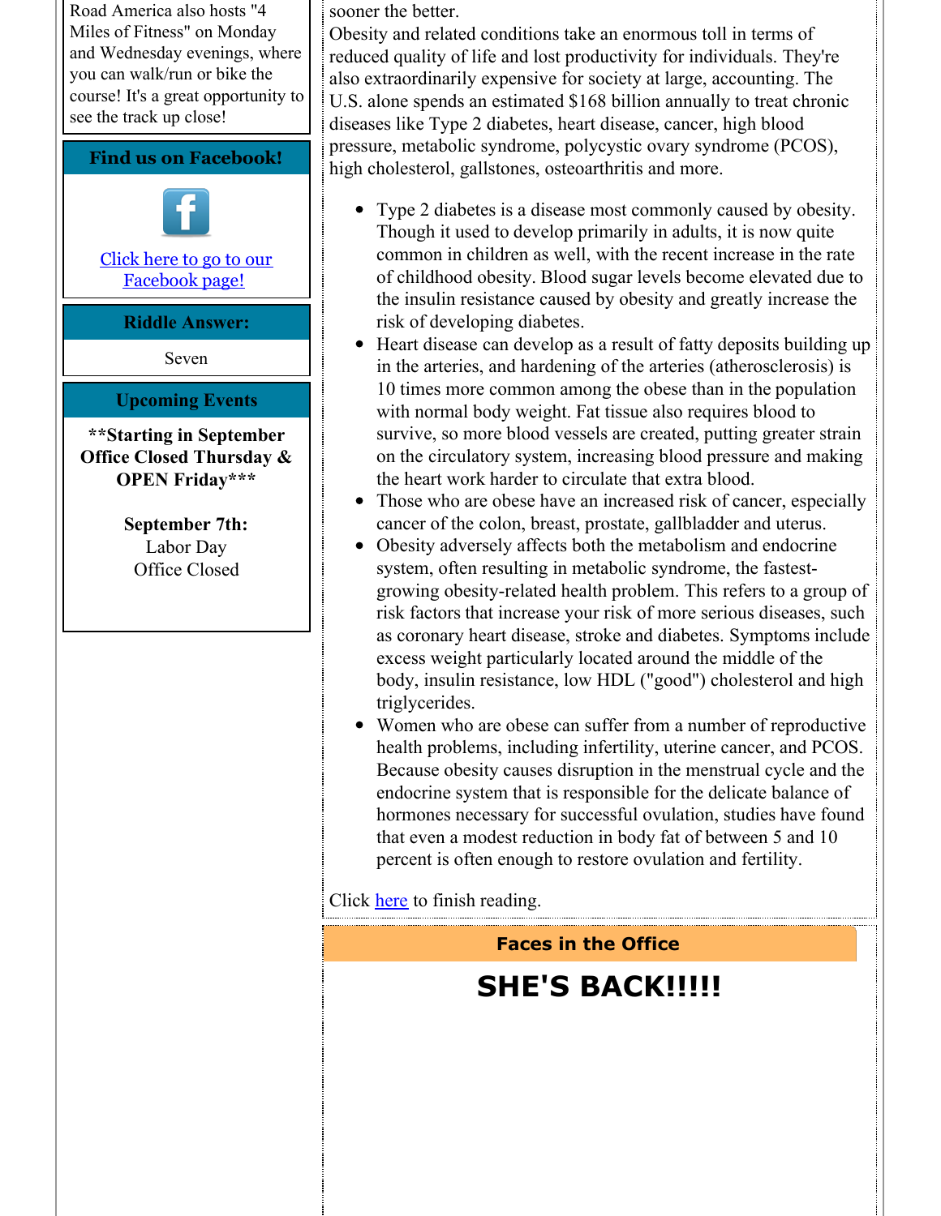Road America also hosts "4 Miles of Fitness" on Monday and Wednesday evenings, where you can walk/run or bike the course! It's a great opportunity to see the track up close!

## Find us on Facebook!

Click here to go to our Facebook page!

## Riddle Answer:

Seven

## Upcoming Events

**\*\*Starting in September Office Closed Thursday & OPEN Friday\*\*\***

**September 7th:**
Labor Day
Office Closed

sooner the better.

Obesity and related conditions take an enormous toll in terms of reduced quality of life and lost productivity for individuals. They're also extraordinarily expensive for society at large, accounting. The U.S. alone spends an estimated $168 billion annually to treat chronic diseases like Type 2 diabetes, heart disease, cancer, high blood pressure, metabolic syndrome, polycystic ovary syndrome (PCOS), high cholesterol, gallstones, osteoarthritis and more.

- Type 2 diabetes is a disease most commonly caused by obesity. Though it used to develop primarily in adults, it is now quite common in children as well, with the recent increase in the rate of childhood obesity. Blood sugar levels become elevated due to the insulin resistance caused by obesity and greatly increase the risk of developing diabetes.
- Heart disease can develop as a result of fatty deposits building up in the arteries, and hardening of the arteries (atherosclerosis) is 10 times more common among the obese than in the population with normal body weight. Fat tissue also requires blood to survive, so more blood vessels are created, putting greater strain on the circulatory system, increasing blood pressure and making the heart work harder to circulate that extra blood.
- Those who are obese have an increased risk of cancer, especially cancer of the colon, breast, prostate, gallbladder and uterus.
- Obesity adversely affects both the metabolism and endocrine system, often resulting in metabolic syndrome, the fastest-growing obesity-related health problem. This refers to a group of risk factors that increase your risk of more serious diseases, such as coronary heart disease, stroke and diabetes. Symptoms include excess weight particularly located around the middle of the body, insulin resistance, low HDL ("good") cholesterol and high triglycerides.
- Women who are obese can suffer from a number of reproductive health problems, including infertility, uterine cancer, and PCOS. Because obesity causes disruption in the menstrual cycle and the endocrine system that is responsible for the delicate balance of hormones necessary for successful ovulation, studies have found that even a modest reduction in body fat of between 5 and 10 percent is often enough to restore ovulation and fertility.

Click here to finish reading.

## Faces in the Office

# SHE'S BACK!!!!!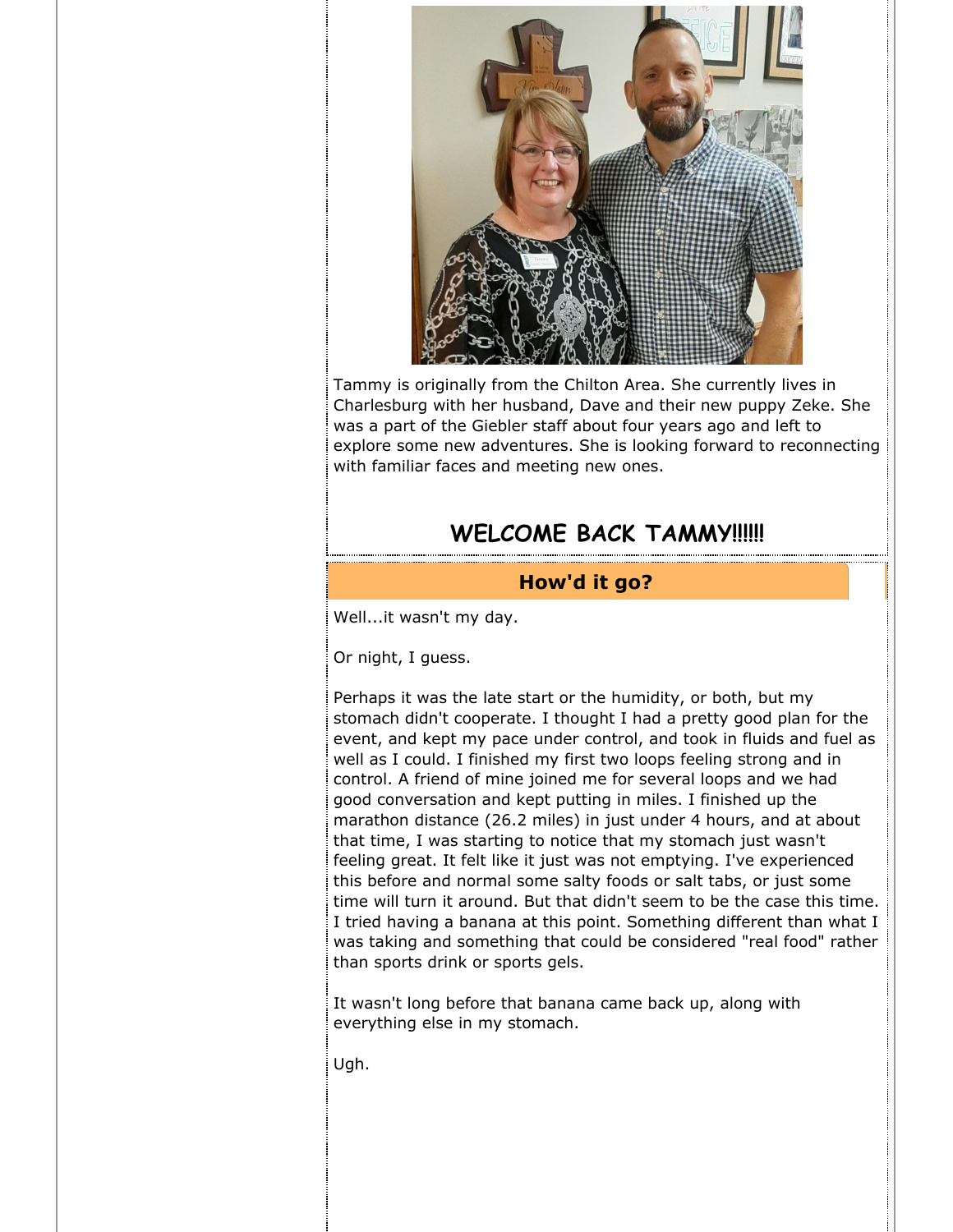Tammy is originally from the Chilton Area. She currently lives in Charlesburg with her husband, Dave and their new puppy Zeke. She was a part of the Giebler staff about four years ago and left to explore some new adventures. She is looking forward to reconnecting with familiar faces and meeting new ones.

## WELCOME BACK TAMMY!!!!!!

## How'd it go?

Well...it wasn't my day.

Or night, I guess.

Perhaps it was the late start or the humidity, or both, but my stomach didn't cooperate. I thought I had a pretty good plan for the event, and kept my pace under control, and took in fluids and fuel as well as I could. I finished my first two loops feeling strong and in control. A friend of mine joined me for several loops and we had good conversation and kept putting in miles. I finished up the marathon distance (26.2 miles) in just under 4 hours, and at about that time, I was starting to notice that my stomach just wasn't feeling great. It felt like it just was not emptying. I've experienced this before and normal some salty foods or salt tabs, or just some time will turn it around. But that didn't seem to be the case this time. I tried having a banana at this point. Something different than what I was taking and something that could be considered "real food" rather than sports drink or sports gels.

It wasn't long before that banana came back up, along with everything else in my stomach.

Ugh.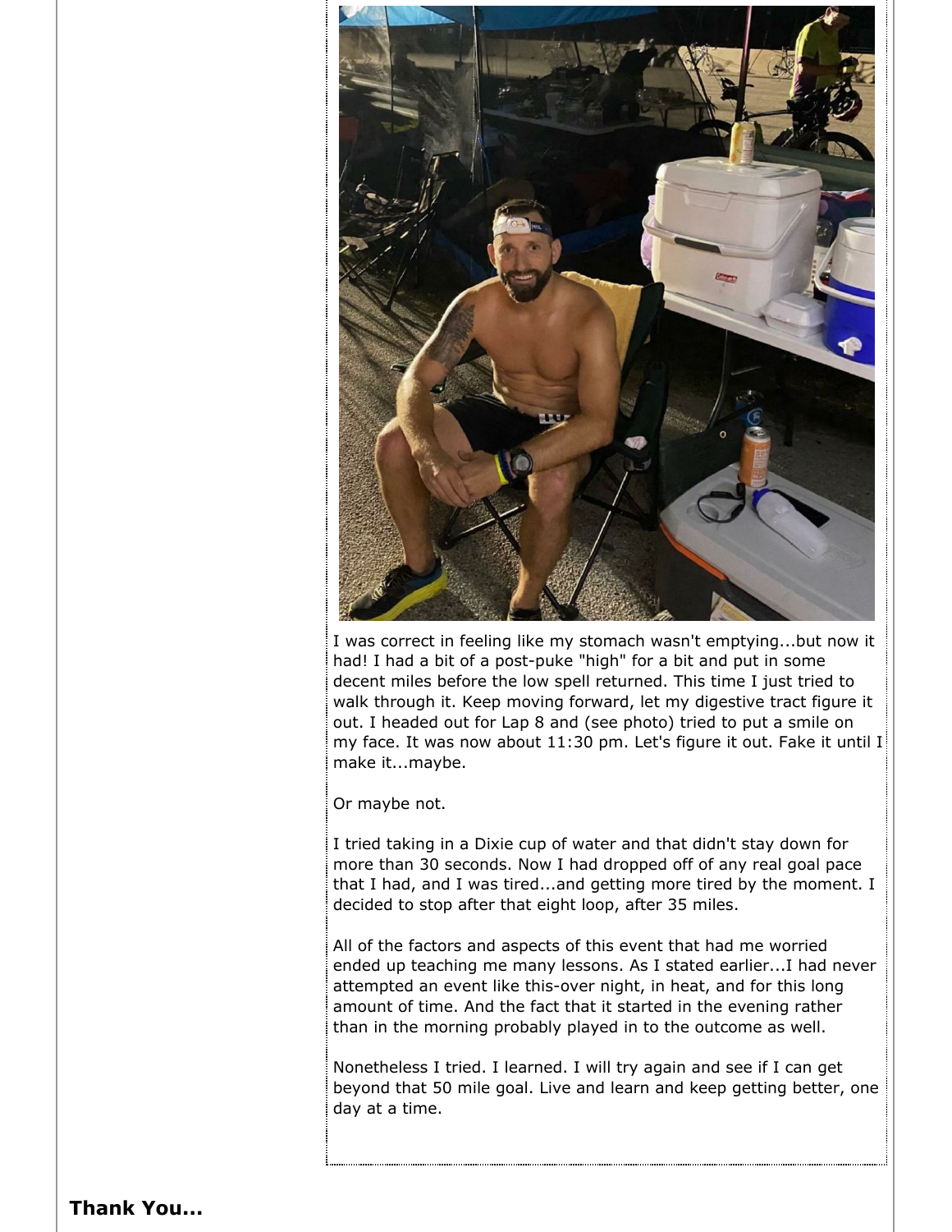I was correct in feeling like my stomach wasn't emptying...but now it had! I had a bit of a post-puke "high" for a bit and put in some decent miles before the low spell returned. This time I just tried to walk through it. Keep moving forward, let my digestive tract figure it out. I headed out for Lap 8 and (see photo) tried to put a smile on my face. It was now about 11:30 pm. Let's figure it out. Fake it until I make it...maybe.

Or maybe not.

I tried taking in a Dixie cup of water and that didn't stay down for more than 30 seconds. Now I had dropped off of any real goal pace that I had, and I was tired...and getting more tired by the moment. I decided to stop after that eight loop, after 35 miles.

All of the factors and aspects of this event that had me worried ended up teaching me many lessons. As I stated earlier...I had never attempted an event like this-over night, in heat, and for this long amount of time. And the fact that it started in the evening rather than in the morning probably played in to the outcome as well.

Nonetheless I tried. I learned. I will try again and see if I can get beyond that 50 mile goal. Live and learn and keep getting better, one day at a time.

## Thank You...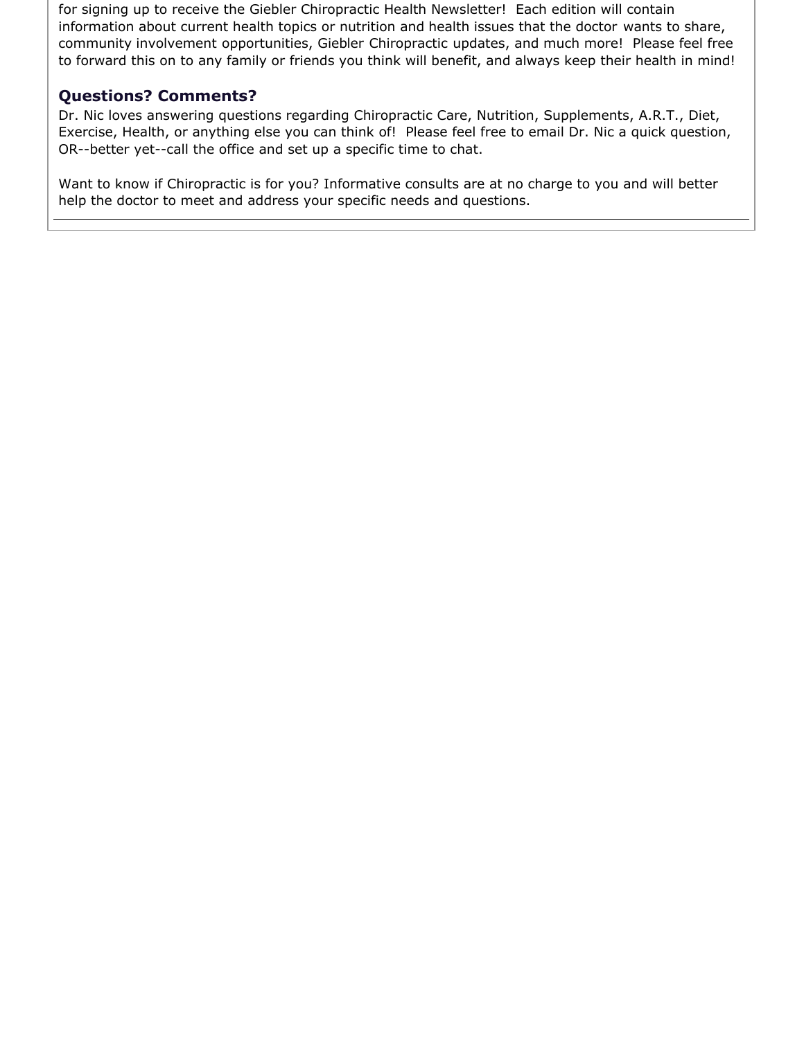for signing up to receive the Giebler Chiropractic Health Newsletter! Each edition will contain information about current health topics or nutrition and health issues that the doctor wants to share, community involvement opportunities, Giebler Chiropractic updates, and much more! Please feel free to forward this on to any family or friends you think will benefit, and always keep their health in mind!

### Questions? Comments?

Dr. Nic loves answering questions regarding Chiropractic Care, Nutrition, Supplements, A.R.T., Diet, Exercise, Health, or anything else you can think of! Please feel free to email Dr. Nic a quick question, OR--better yet--call the office and set up a specific time to chat.

Want to know if Chiropractic is for you? Informative consults are at no charge to you and will better help the doctor to meet and address your specific needs and questions.